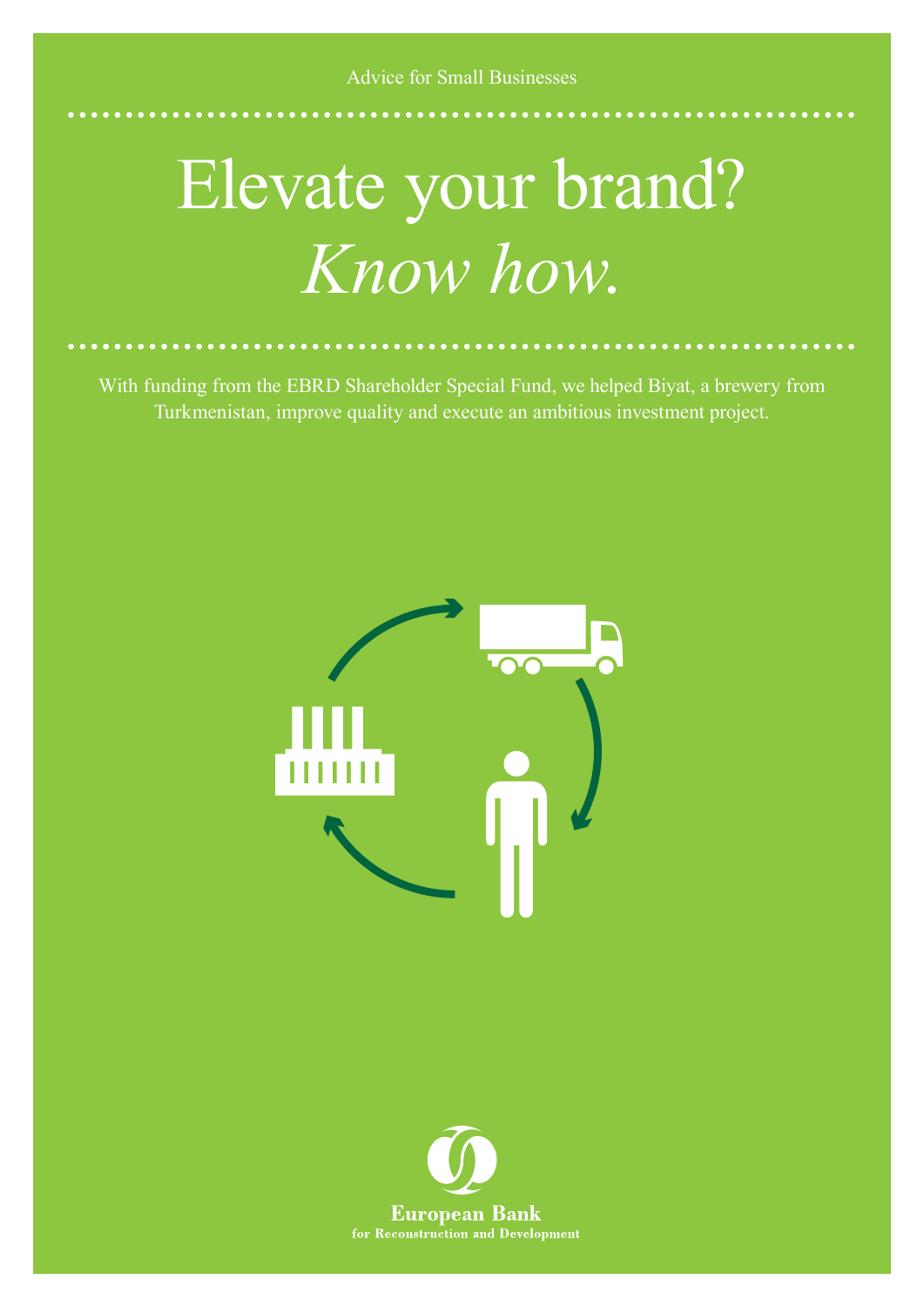Advice for Small Businesses

# Elevate your brand?
# *Know how.*

With funding from the EBRD Shareholder Special Fund, we helped Biyat, a brewery from Turkmenistan, improve quality and execute an ambitious investment project.

**European Bank**
**for Reconstruction and Development**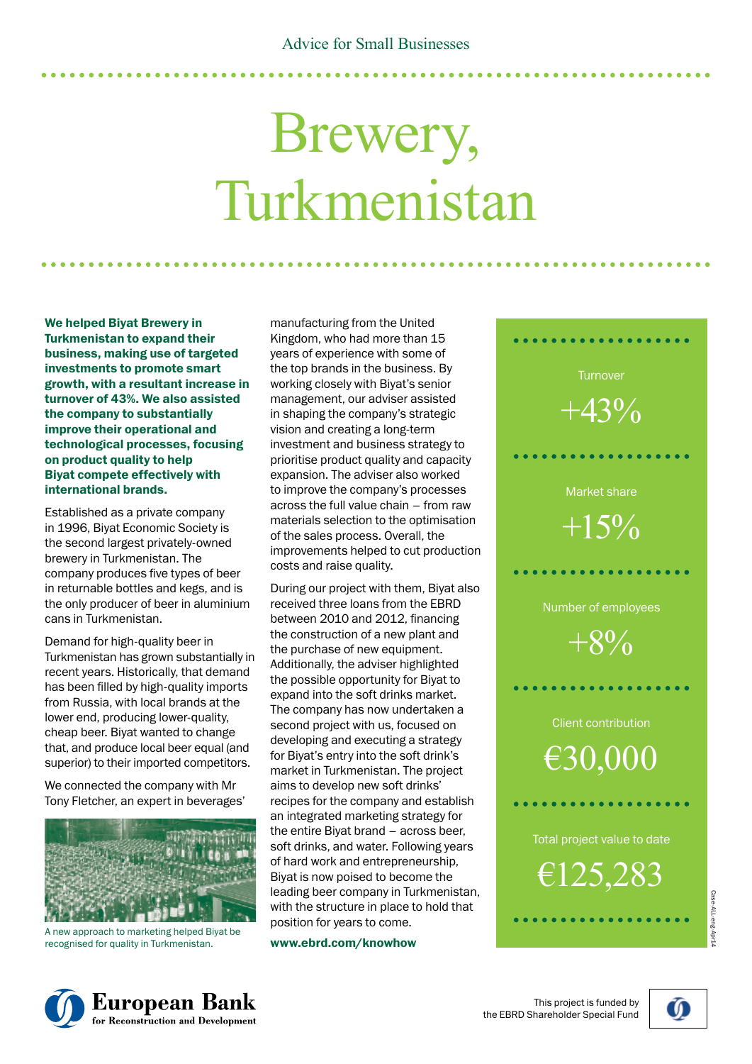# Brewery, Turkmenistan

**We helped Biyat Brewery in Turkmenistan to expand their business, making use of targeted investments to promote smart growth, with a resultant increase in turnover of 43%. We also assisted the company to substantially improve their operational and technological processes, focusing on product quality to help Biyat compete effectively with international brands.**

Established as a private company in 1996, Biyat Economic Society is the second largest privately-owned brewery in Turkmenistan. The company produces five types of beer in returnable bottles and kegs, and is the only producer of beer in aluminium cans in Turkmenistan.

Demand for high-quality beer in Turkmenistan has grown substantially in recent years. Historically, that demand has been filled by high-quality imports from Russia, with local brands at the lower end, producing lower-quality, cheap beer. Biyat wanted to change that, and produce local beer equal (and superior) to their imported competitors.

We connected the company with Mr Tony Fletcher, an expert in beverages' manufacturing from the United Kingdom, who had more than 15 years of experience with some of the top brands in the business. By working closely with Biyat's senior management, our adviser assisted in shaping the company's strategic vision and creating a long-term investment and business strategy to prioritise product quality and capacity expansion. The adviser also worked to improve the company's processes across the full value chain – from raw materials selection to the optimisation of the sales process. Overall, the improvements helped to cut production costs and raise quality.

A new approach to marketing helped Biyat be recognised for quality in Turkmenistan.

During our project with them, Biyat also received three loans from the EBRD between 2010 and 2012, financing the construction of a new plant and the purchase of new equipment. Additionally, the adviser highlighted the possible opportunity for Biyat to expand into the soft drinks market. The company has now undertaken a second project with us, focused on developing and executing a strategy for Biyat's entry into the soft drink's market in Turkmenistan. The project aims to develop new soft drinks' recipes for the company and establish an integrated marketing strategy for the entire Biyat brand – across beer, soft drinks, and water. Following years of hard work and entrepreneurship, Biyat is now poised to become the leading beer company in Turkmenistan, with the structure in place to hold that position for years to come.

**www.ebrd.com/knowhow**

Turnover
+43%

Market share
+15%

Number of employees
+8%

Client contribution
€30,000

Total project value to date
€125,283

European Bank for Reconstruction and Development

This project is funded by the EBRD Shareholder Special Fund